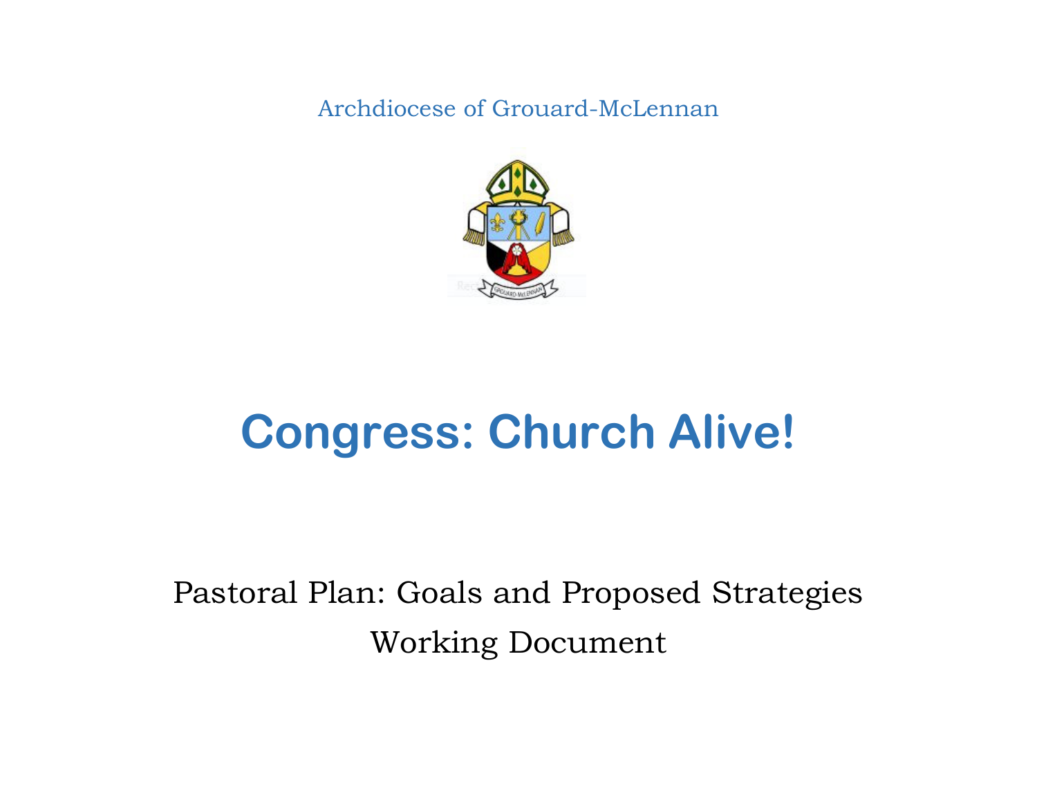Archdiocese of Grouard-McLennan

# Congress: Church Alive!

Pastoral Plan: Goals and Proposed Strategies

Working Document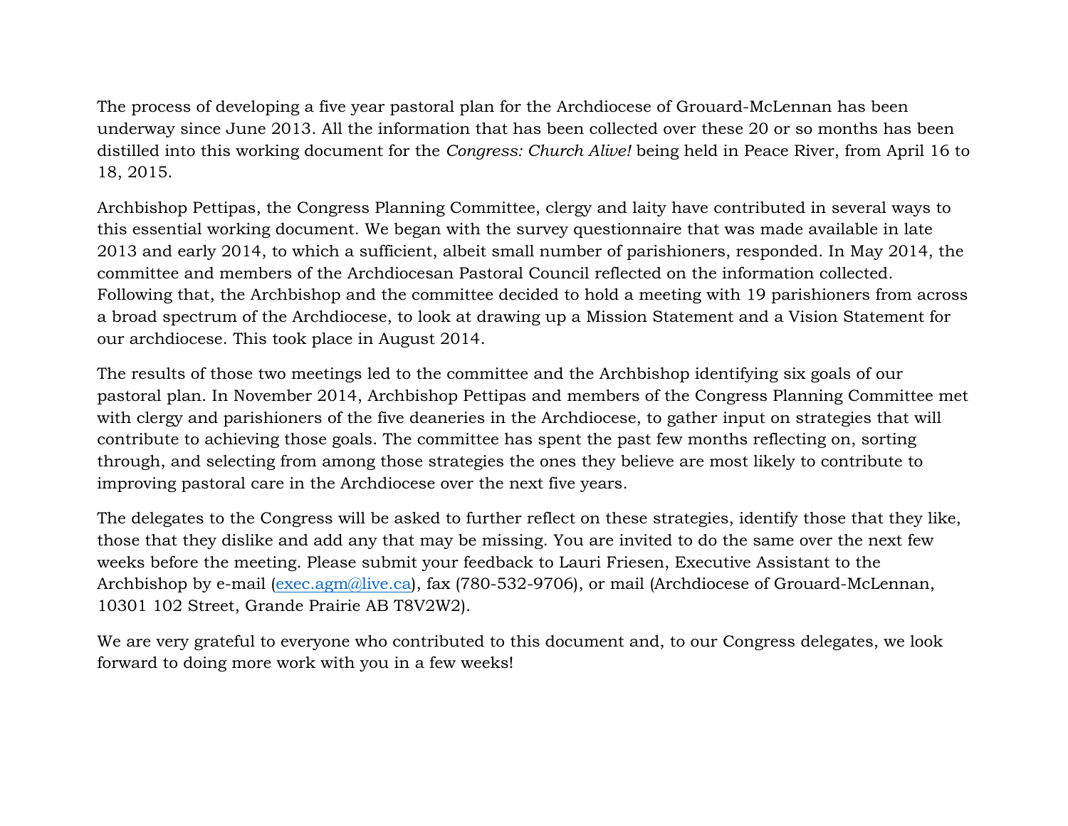The process of developing a five year pastoral plan for the Archdiocese of Grouard-McLennan has been underway since June 2013. All the information that has been collected over these 20 or so months has been distilled into this working document for the *Congress: Church Alive!* being held in Peace River, from April 16 to 18, 2015.

Archbishop Pettipas, the Congress Planning Committee, clergy and laity have contributed in several ways to this essential working document. We began with the survey questionnaire that was made available in late 2013 and early 2014, to which a sufficient, albeit small number of parishioners, responded. In May 2014, the committee and members of the Archdiocesan Pastoral Council reflected on the information collected. Following that, the Archbishop and the committee decided to hold a meeting with 19 parishioners from across a broad spectrum of the Archdiocese, to look at drawing up a Mission Statement and a Vision Statement for our archdiocese. This took place in August 2014.

The results of those two meetings led to the committee and the Archbishop identifying six goals of our pastoral plan. In November 2014, Archbishop Pettipas and members of the Congress Planning Committee met with clergy and parishioners of the five deaneries in the Archdiocese, to gather input on strategies that will contribute to achieving those goals. The committee has spent the past few months reflecting on, sorting through, and selecting from among those strategies the ones they believe are most likely to contribute to improving pastoral care in the Archdiocese over the next five years.

The delegates to the Congress will be asked to further reflect on these strategies, identify those that they like, those that they dislike and add any that may be missing. You are invited to do the same over the next few weeks before the meeting. Please submit your feedback to Lauri Friesen, Executive Assistant to the Archbishop by e-mail (exec.agm@live.ca), fax (780-532-9706), or mail (Archdiocese of Grouard-McLennan, 10301 102 Street, Grande Prairie AB T8V2W2).

We are very grateful to everyone who contributed to this document and, to our Congress delegates, we look forward to doing more work with you in a few weeks!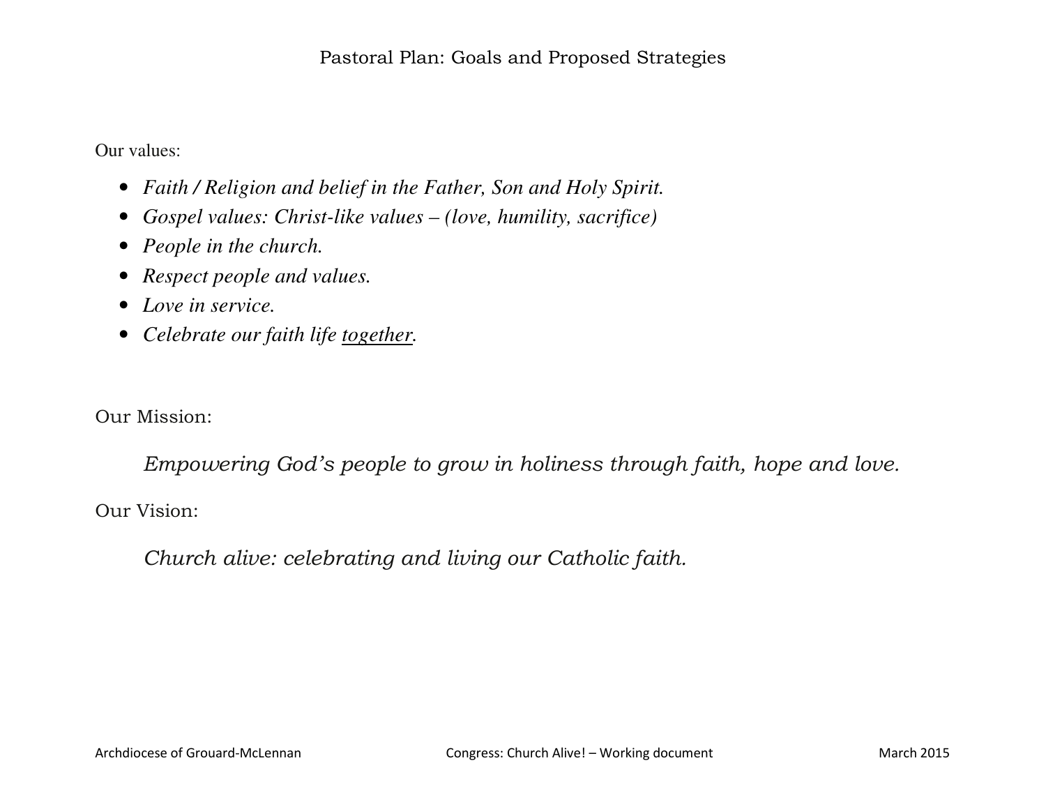Pastoral Plan: Goals and Proposed Strategies

Our values:

- *Faith / Religion and belief in the Father, Son and Holy Spirit.*
- *Gospel values: Christ-like values – (love, humility, sacrifice)*
- *People in the church.*
- *Respect people and values.*
- *Love in service.*
- *Celebrate our faith life <u>together</u>.*

Our Mission:

*Empowering God's people to grow in holiness through faith, hope and love.*

Our Vision:

*Church alive: celebrating and living our Catholic faith.*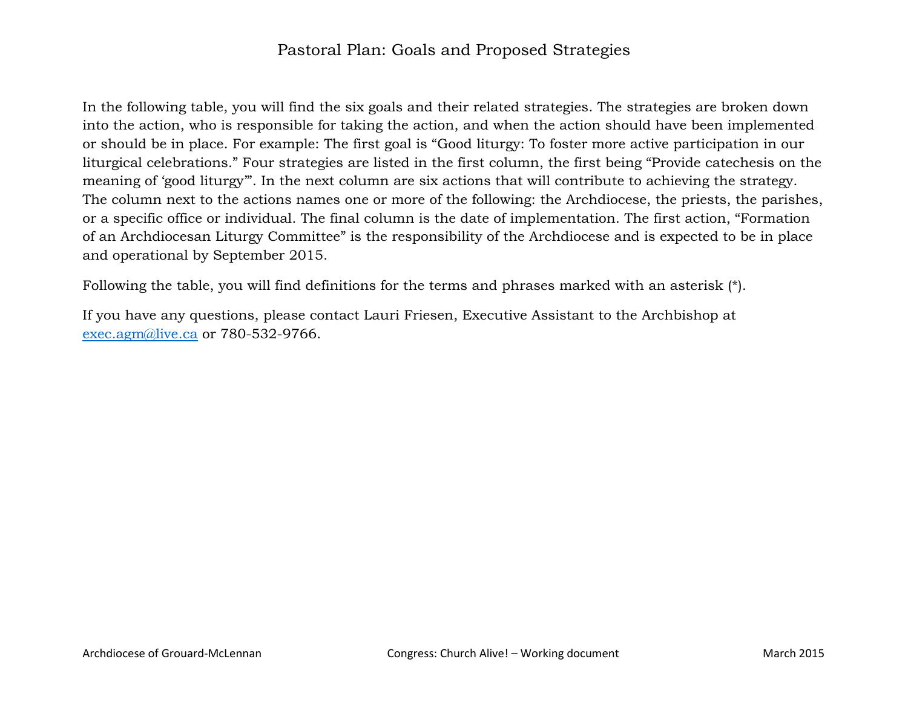# Pastoral Plan: Goals and Proposed Strategies

In the following table, you will find the six goals and their related strategies. The strategies are broken down into the action, who is responsible for taking the action, and when the action should have been implemented or should be in place. For example: The first goal is "Good liturgy: To foster more active participation in our liturgical celebrations." Four strategies are listed in the first column, the first being "Provide catechesis on the meaning of 'good liturgy'". In the next column are six actions that will contribute to achieving the strategy. The column next to the actions names one or more of the following: the Archdiocese, the priests, the parishes, or a specific office or individual. The final column is the date of implementation. The first action, "Formation of an Archdiocesan Liturgy Committee" is the responsibility of the Archdiocese and is expected to be in place and operational by September 2015.

Following the table, you will find definitions for the terms and phrases marked with an asterisk (*).

If you have any questions, please contact Lauri Friesen, Executive Assistant to the Archbishop at exec.agm@live.ca or 780-532-9766.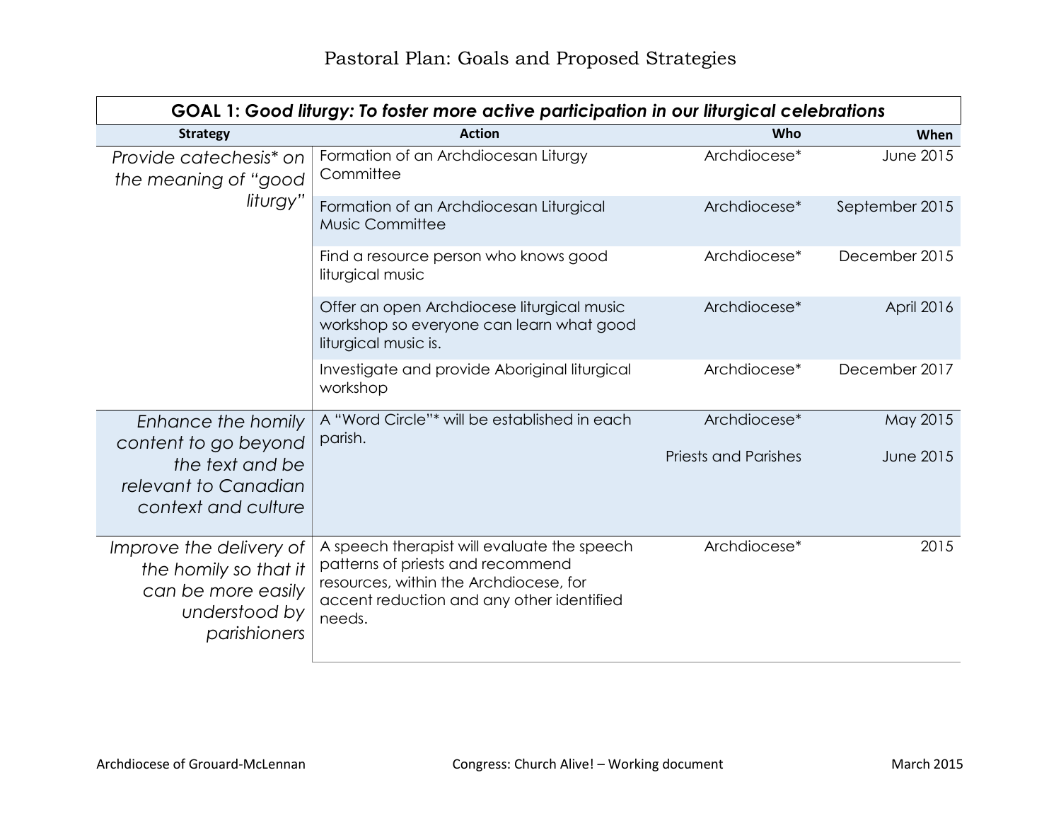# Pastoral Plan: Goals and Proposed Strategies

| **GOAL 1:** ***Good liturgy: To foster more active participation in our liturgical celebrations*** | | | |
|---|---|---|---|
| **Strategy** | **Action** | **Who** | **When** |
| *Provide catechesis* on the meaning of "good liturgy"* | Formation of an Archdiocesan Liturgy Committee | Archdiocese* | June 2015 |
| | Formation of an Archdiocesan Liturgical Music Committee | Archdiocese* | September 2015 |
| | Find a resource person who knows good liturgical music | Archdiocese* | December 2015 |
| | Offer an open Archdiocese liturgical music workshop so everyone can learn what good liturgical music is. | Archdiocese* | April 2016 |
| | Investigate and provide Aboriginal liturgical workshop | Archdiocese* | December 2017 |
| *Enhance the homily content to go beyond the text and be relevant to Canadian context and culture* | A "Word Circle"* will be established in each parish. | Archdiocese* | May 2015 |
| | | Priests and Parishes | June 2015 |
| *Improve the delivery of the homily so that it can be more easily understood by parishioners* | A speech therapist will evaluate the speech patterns of priests and recommend resources, within the Archdiocese, for accent reduction and any other identified needs. | Archdiocese* | 2015 |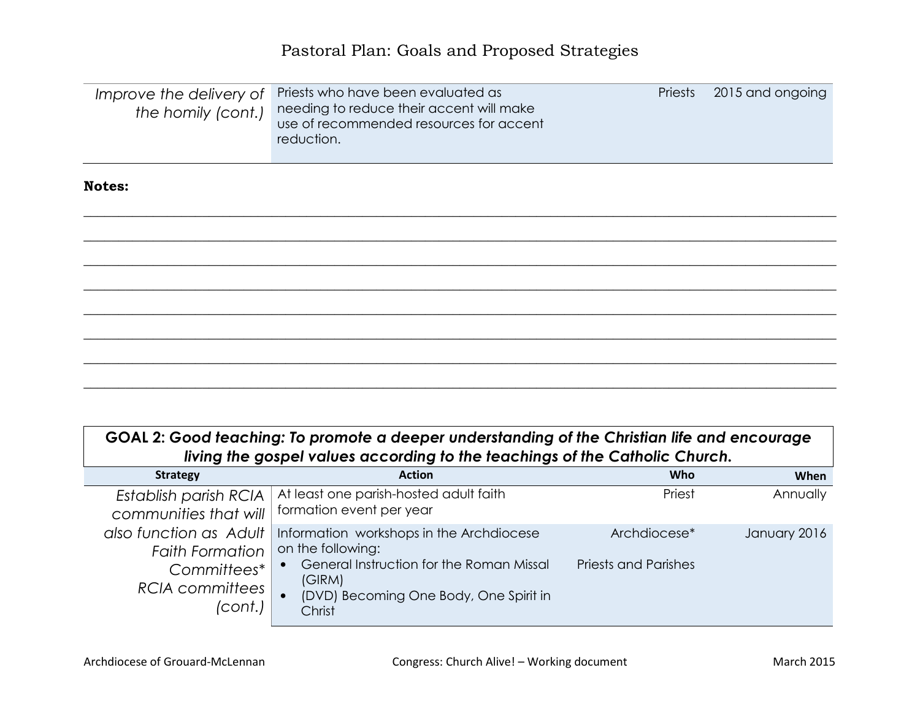# Pastoral Plan: Goals and Proposed Strategies

| | | | |
|---|---|---|---|
| *Improve the delivery of the homily (cont.)* | Priests who have been evaluated as needing to reduce their accent will make use of recommended resources for accent reduction. | Priests | 2015 and ongoing |

**Notes:**

\_\_\_\_\_\_\_\_\_\_\_\_\_\_\_\_\_\_\_\_\_\_\_\_\_\_\_\_\_\_\_\_\_\_\_\_\_\_\_\_\_\_\_\_\_\_\_\_\_\_\_\_\_\_\_\_\_\_\_\_\_\_\_\_\_\_\_\_\_\_\_\_\_\_\_\_\_\_

\_\_\_\_\_\_\_\_\_\_\_\_\_\_\_\_\_\_\_\_\_\_\_\_\_\_\_\_\_\_\_\_\_\_\_\_\_\_\_\_\_\_\_\_\_\_\_\_\_\_\_\_\_\_\_\_\_\_\_\_\_\_\_\_\_\_\_\_\_\_\_\_\_\_\_\_\_\_

\_\_\_\_\_\_\_\_\_\_\_\_\_\_\_\_\_\_\_\_\_\_\_\_\_\_\_\_\_\_\_\_\_\_\_\_\_\_\_\_\_\_\_\_\_\_\_\_\_\_\_\_\_\_\_\_\_\_\_\_\_\_\_\_\_\_\_\_\_\_\_\_\_\_\_\_\_\_

\_\_\_\_\_\_\_\_\_\_\_\_\_\_\_\_\_\_\_\_\_\_\_\_\_\_\_\_\_\_\_\_\_\_\_\_\_\_\_\_\_\_\_\_\_\_\_\_\_\_\_\_\_\_\_\_\_\_\_\_\_\_\_\_\_\_\_\_\_\_\_\_\_\_\_\_\_\_

\_\_\_\_\_\_\_\_\_\_\_\_\_\_\_\_\_\_\_\_\_\_\_\_\_\_\_\_\_\_\_\_\_\_\_\_\_\_\_\_\_\_\_\_\_\_\_\_\_\_\_\_\_\_\_\_\_\_\_\_\_\_\_\_\_\_\_\_\_\_\_\_\_\_\_\_\_\_

\_\_\_\_\_\_\_\_\_\_\_\_\_\_\_\_\_\_\_\_\_\_\_\_\_\_\_\_\_\_\_\_\_\_\_\_\_\_\_\_\_\_\_\_\_\_\_\_\_\_\_\_\_\_\_\_\_\_\_\_\_\_\_\_\_\_\_\_\_\_\_\_\_\_\_\_\_\_

\_\_\_\_\_\_\_\_\_\_\_\_\_\_\_\_\_\_\_\_\_\_\_\_\_\_\_\_\_\_\_\_\_\_\_\_\_\_\_\_\_\_\_\_\_\_\_\_\_\_\_\_\_\_\_\_\_\_\_\_\_\_\_\_\_\_\_\_\_\_\_\_\_\_\_\_\_\_

\_\_\_\_\_\_\_\_\_\_\_\_\_\_\_\_\_\_\_\_\_\_\_\_\_\_\_\_\_\_\_\_\_\_\_\_\_\_\_\_\_\_\_\_\_\_\_\_\_\_\_\_\_\_\_\_\_\_\_\_\_\_\_\_\_\_\_\_\_\_\_\_\_\_\_\_\_\_

## GOAL 2: *Good teaching: To promote a deeper understanding of the Christian life and encourage living the gospel values according to the teachings of the Catholic Church.*

| Strategy | Action | Who | When |
|---|---|---|---|
| *Establish parish RCIA communities that will also function as Adult Faith Formation Committees\* RCIA committees (cont.)* | At least one parish-hosted adult faith formation event per year | Priest | Annually |
| | Information workshops in the Archdiocese on the following:<br>• General Instruction for the Roman Missal (GIRM)<br>• (DVD) Becoming One Body, One Spirit in Christ | Archdiocese\*<br><br>Priests and Parishes | January 2016 |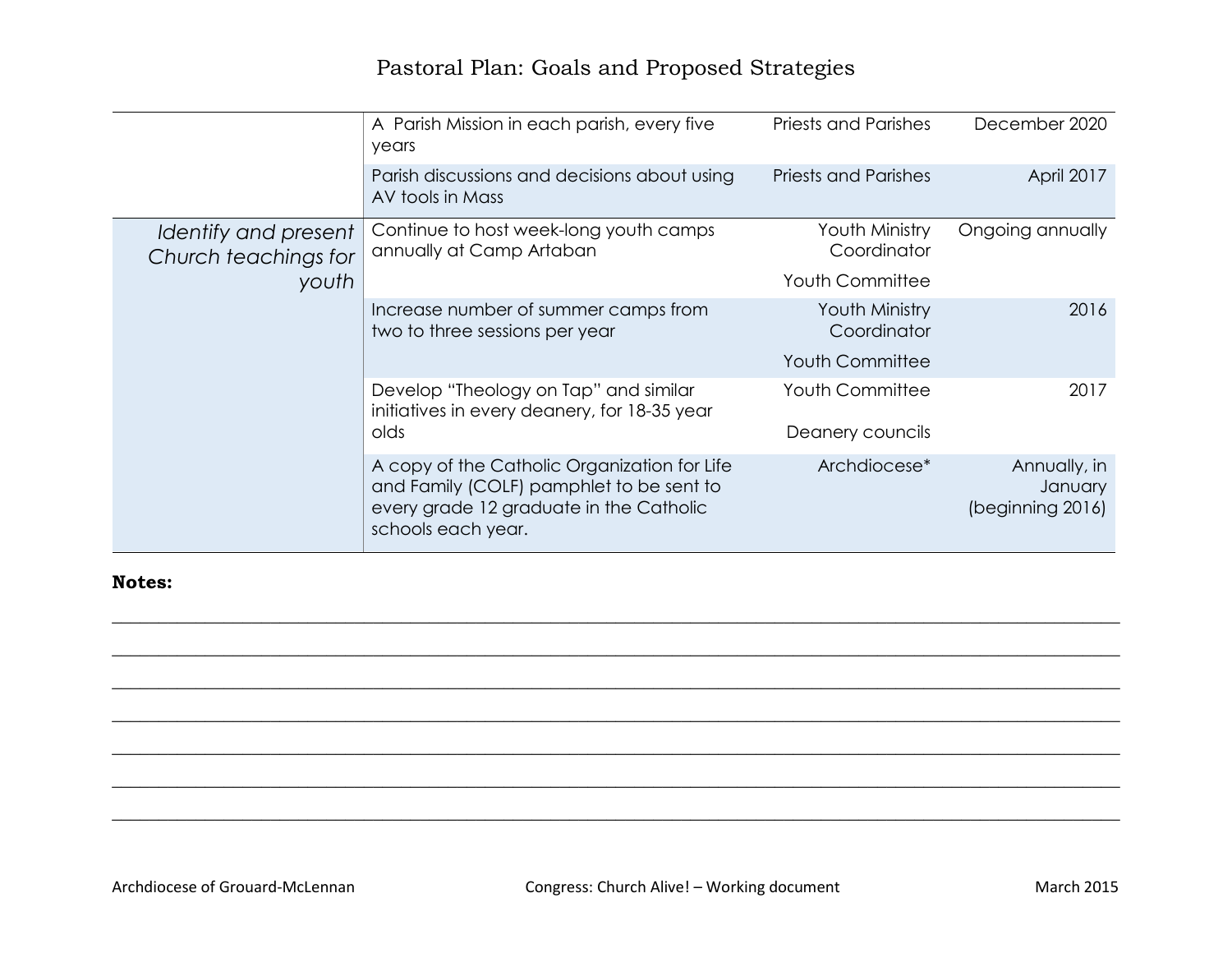# Pastoral Plan: Goals and Proposed Strategies

| | | | |
|---|---|---|---|
| | A Parish Mission in each parish, every five years | Priests and Parishes | December 2020 |
| | Parish discussions and decisions about using AV tools in Mass | Priests and Parishes | April 2017 |
| *Identify and present Church teachings for youth* | Continue to host week-long youth camps annually at Camp Artaban | Youth Ministry Coordinator<br>Youth Committee | Ongoing annually |
| | Increase number of summer camps from two to three sessions per year | Youth Ministry Coordinator<br>Youth Committee | 2016 |
| | Develop "Theology on Tap" and similar initiatives in every deanery, for 18-35 year olds | Youth Committee<br>Deanery councils | 2017 |
| | A copy of the Catholic Organization for Life and Family (COLF) pamphlet to be sent to every grade 12 graduate in the Catholic schools each year. | Archdiocese* | Annually, in January (beginning 2016) |

**Notes:**

____________________________________________________________________________

____________________________________________________________________________

____________________________________________________________________________

____________________________________________________________________________

____________________________________________________________________________

____________________________________________________________________________

____________________________________________________________________________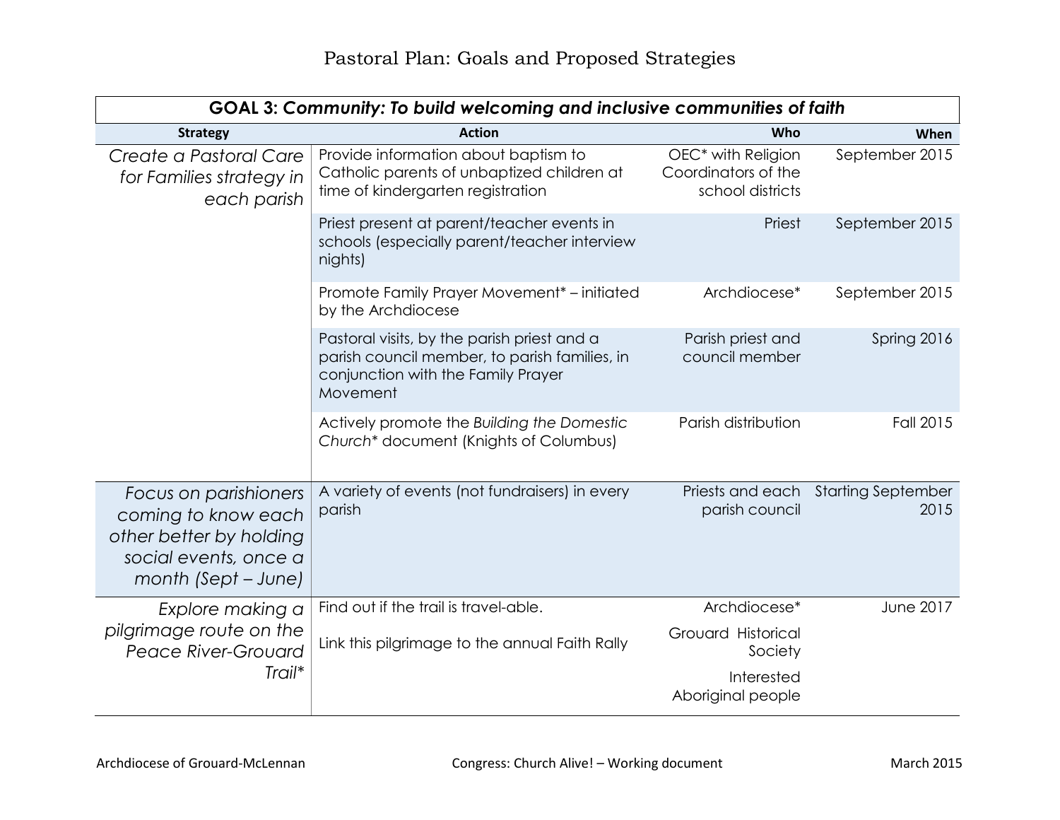# Pastoral Plan: Goals and Proposed Strategies

| **GOAL 3:** ***Community: To build welcoming and inclusive communities of faith*** | | | |
|---|---|---|---|
| **Strategy** | **Action** | **Who** | **When** |
| *Create a Pastoral Care for Families strategy in each parish* | Provide information about baptism to Catholic parents of unbaptized children at time of kindergarten registration | OEC* with Religion Coordinators of the school districts | September 2015 |
| | Priest present at parent/teacher events in schools (especially parent/teacher interview nights) | Priest | September 2015 |
| | Promote Family Prayer Movement* – initiated by the Archdiocese | Archdiocese* | September 2015 |
| | Pastoral visits, by the parish priest and a parish council member, to parish families, in conjunction with the Family Prayer Movement | Parish priest and council member | Spring 2016 |
| | Actively promote the *Building the Domestic Church** document (Knights of Columbus) | Parish distribution | Fall 2015 |
| *Focus on parishioners coming to know each other better by holding social events, once a month (Sept – June)* | A variety of events (not fundraisers) in every parish | Priests and each parish council | Starting September 2015 |
| *Explore making a pilgrimage route on the Peace River-Grouard Trail** | Find out if the trail is travel-able.<br>Link this pilgrimage to the annual Faith Rally | Archdiocese*<br>Grouard Historical Society<br>Interested Aboriginal people | June 2017 |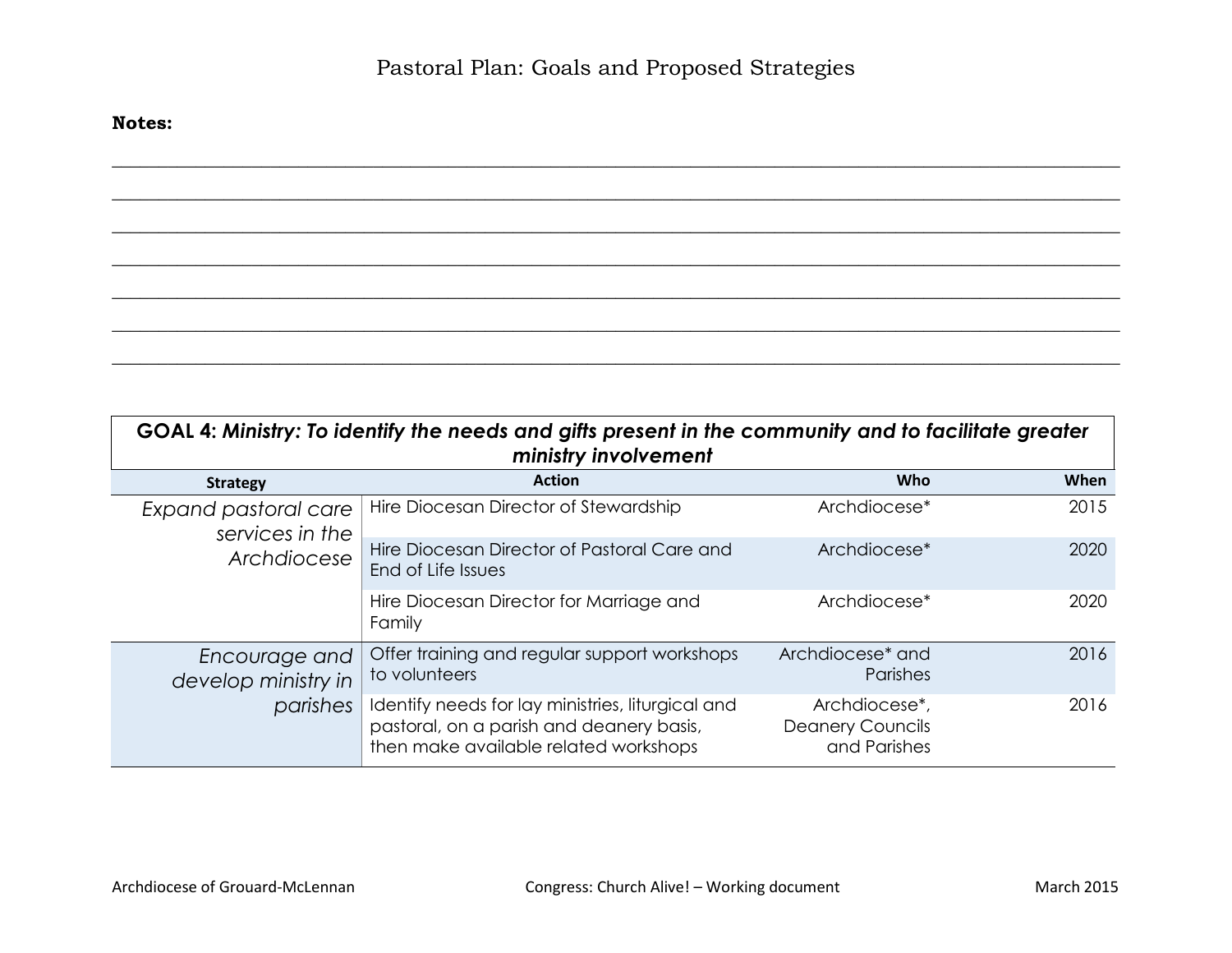**Notes:**

______________________________________________________________________________________________

______________________________________________________________________________________________

______________________________________________________________________________________________

______________________________________________________________________________________________

______________________________________________________________________________________________

______________________________________________________________________________________________

______________________________________________________________________________________________

| **GOAL 4:** ***Ministry: To identify the needs and gifts present in the community and to facilitate greater ministry involvement*** | | | |
|---|---|---|---|
| **Strategy** | **Action** | **Who** | **When** |
| *Expand pastoral care services in the Archdiocese* | Hire Diocesan Director of Stewardship | Archdiocese* | 2015 |
| | Hire Diocesan Director of Pastoral Care and End of Life Issues | Archdiocese* | 2020 |
| | Hire Diocesan Director for Marriage and Family | Archdiocese* | 2020 |
| *Encourage and develop ministry in parishes* | Offer training and regular support workshops to volunteers | Archdiocese* and Parishes | 2016 |
| | Identify needs for lay ministries, liturgical and pastoral, on a parish and deanery basis, then make available related workshops | Archdiocese*, Deanery Councils and Parishes | 2016 |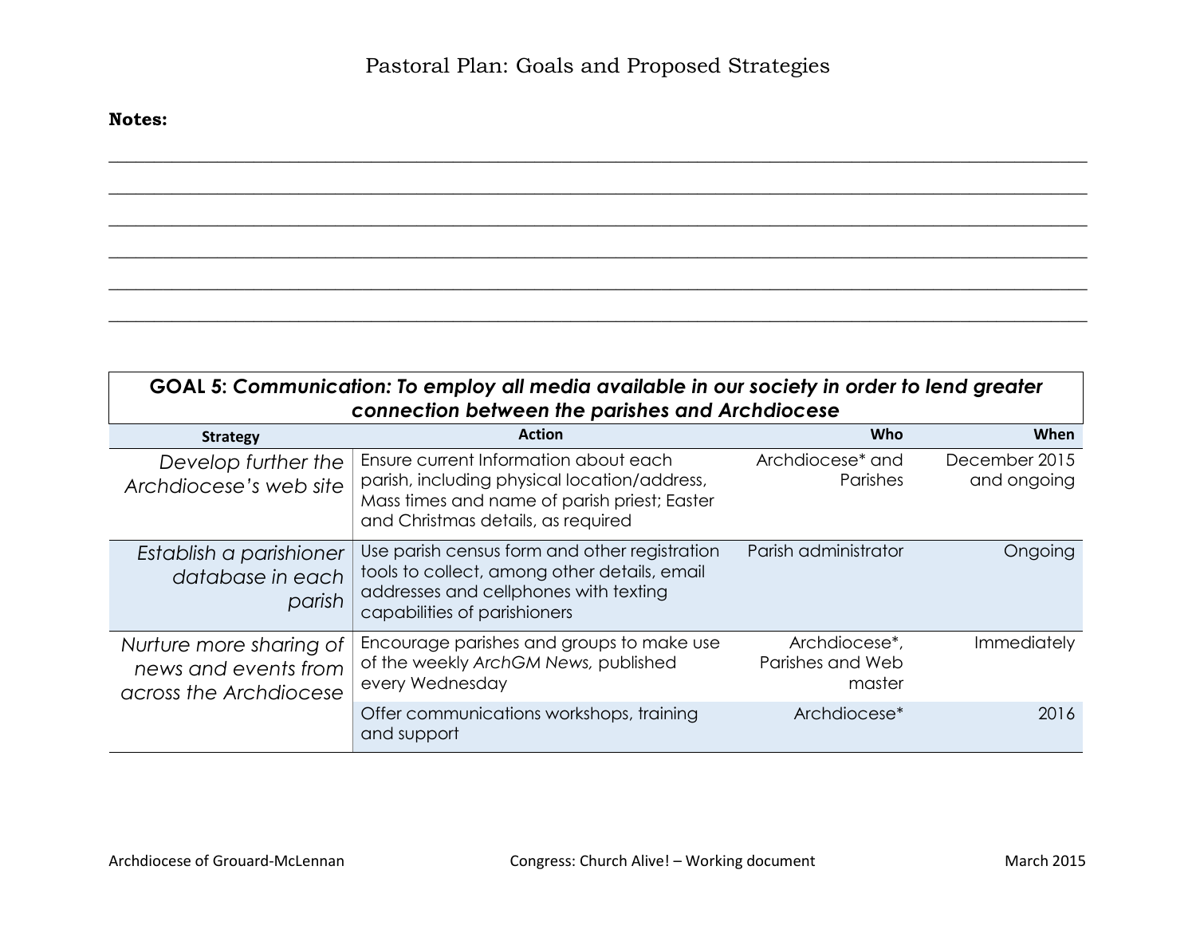# Pastoral Plan: Goals and Proposed Strategies

**Notes:**

\_\_\_\_\_\_\_\_\_\_\_\_\_\_\_\_\_\_\_\_\_\_\_\_\_\_\_\_\_\_\_\_\_\_\_\_\_\_\_\_\_\_\_\_\_\_\_\_\_\_\_\_\_\_\_\_\_\_\_\_\_\_\_\_\_\_\_\_\_\_\_\_\_\_\_\_\_\_

\_\_\_\_\_\_\_\_\_\_\_\_\_\_\_\_\_\_\_\_\_\_\_\_\_\_\_\_\_\_\_\_\_\_\_\_\_\_\_\_\_\_\_\_\_\_\_\_\_\_\_\_\_\_\_\_\_\_\_\_\_\_\_\_\_\_\_\_\_\_\_\_\_\_\_\_\_\_

\_\_\_\_\_\_\_\_\_\_\_\_\_\_\_\_\_\_\_\_\_\_\_\_\_\_\_\_\_\_\_\_\_\_\_\_\_\_\_\_\_\_\_\_\_\_\_\_\_\_\_\_\_\_\_\_\_\_\_\_\_\_\_\_\_\_\_\_\_\_\_\_\_\_\_\_\_\_

\_\_\_\_\_\_\_\_\_\_\_\_\_\_\_\_\_\_\_\_\_\_\_\_\_\_\_\_\_\_\_\_\_\_\_\_\_\_\_\_\_\_\_\_\_\_\_\_\_\_\_\_\_\_\_\_\_\_\_\_\_\_\_\_\_\_\_\_\_\_\_\_\_\_\_\_\_\_

\_\_\_\_\_\_\_\_\_\_\_\_\_\_\_\_\_\_\_\_\_\_\_\_\_\_\_\_\_\_\_\_\_\_\_\_\_\_\_\_\_\_\_\_\_\_\_\_\_\_\_\_\_\_\_\_\_\_\_\_\_\_\_\_\_\_\_\_\_\_\_\_\_\_\_\_\_\_

\_\_\_\_\_\_\_\_\_\_\_\_\_\_\_\_\_\_\_\_\_\_\_\_\_\_\_\_\_\_\_\_\_\_\_\_\_\_\_\_\_\_\_\_\_\_\_\_\_\_\_\_\_\_\_\_\_\_\_\_\_\_\_\_\_\_\_\_\_\_\_\_\_\_\_\_\_\_

## GOAL 5: *Communication: To employ all media available in our society in order to lend greater connection between the parishes and Archdiocese*

| Strategy | Action | Who | When |
|---|---|---|---|
| *Develop further the Archdiocese's web site* | Ensure current Information about each parish, including physical location/address, Mass times and name of parish priest; Easter and Christmas details, as required | Archdiocese* and Parishes | December 2015 and ongoing |
| *Establish a parishioner database in each parish* | Use parish census form and other registration tools to collect, among other details, email addresses and cellphones with texting capabilities of parishioners | Parish administrator | Ongoing |
| *Nurture more sharing of news and events from across the Archdiocese* | Encourage parishes and groups to make use of the weekly *ArchGM News,* published every Wednesday | Archdiocese*, Parishes and Web master | Immediately |
| | Offer communications workshops, training and support | Archdiocese* | 2016 |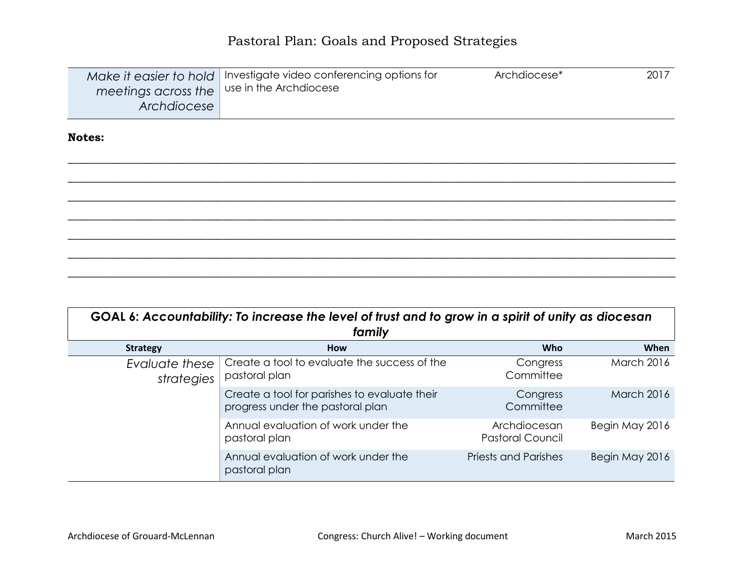| | | | |
|---|---|---|---|
| *Make it easier to hold meetings across the Archdiocese* | Investigate video conferencing options for use in the Archdiocese | Archdiocese* | 2017 |

**Notes:**

______________________________________________________________________________________

______________________________________________________________________________________

______________________________________________________________________________________

______________________________________________________________________________________

______________________________________________________________________________________

______________________________________________________________________________________

______________________________________________________________________________________

**GOAL 6: *Accountability: To increase the level of trust and to grow in a spirit of unity as diocesan family***

| Strategy | How | Who | When |
|---|---|---|---|
| *Evaluate these strategies* | Create a tool to evaluate the success of the pastoral plan | Congress Committee | March 2016 |
| | Create a tool for parishes to evaluate their progress under the pastoral plan | Congress Committee | March 2016 |
| | Annual evaluation of work under the pastoral plan | Archdiocesan Pastoral Council | Begin May 2016 |
| | Annual evaluation of work under the pastoral plan | Priests and Parishes | Begin May 2016 |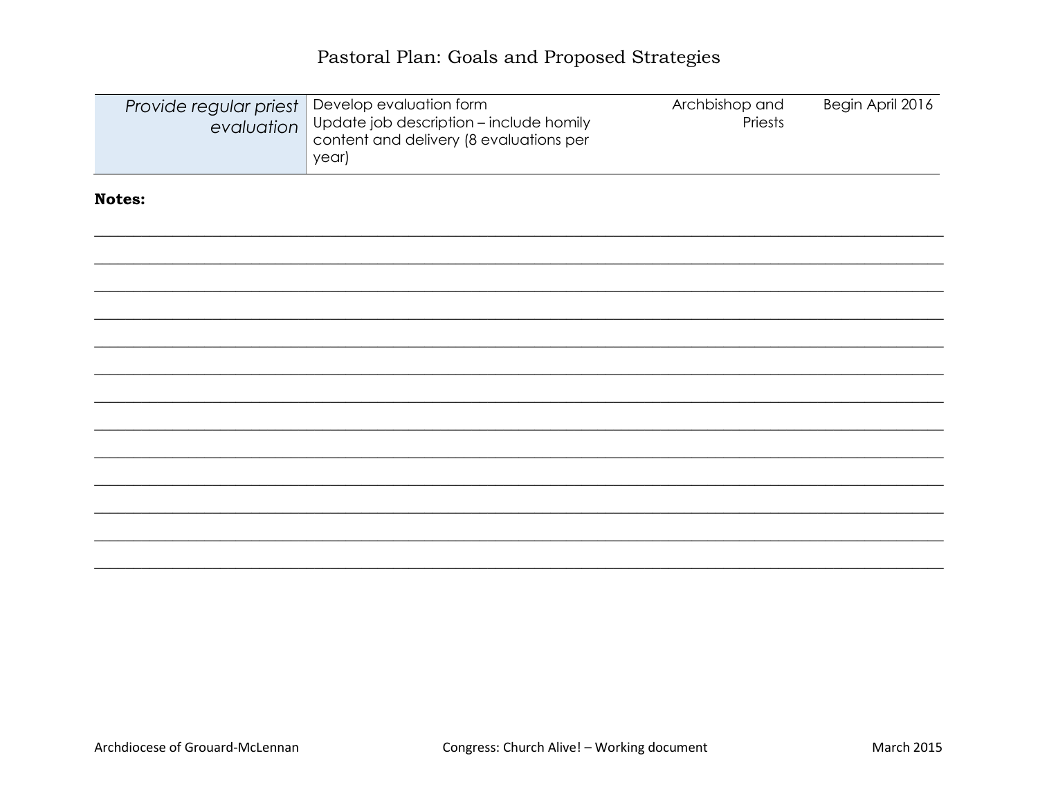# Pastoral Plan: Goals and Proposed Strategies

| | | | |
|---|---|---|---|
| *Provide regular priest evaluation* | Develop evaluation form<br>Update job description – include homily content and delivery (8 evaluations per year) | Archbishop and Priests | Begin April 2016 |

**Notes:**

______________________________________________________________________________

______________________________________________________________________________

______________________________________________________________________________

______________________________________________________________________________

______________________________________________________________________________

______________________________________________________________________________

______________________________________________________________________________

______________________________________________________________________________

______________________________________________________________________________

______________________________________________________________________________

______________________________________________________________________________

______________________________________________________________________________

______________________________________________________________________________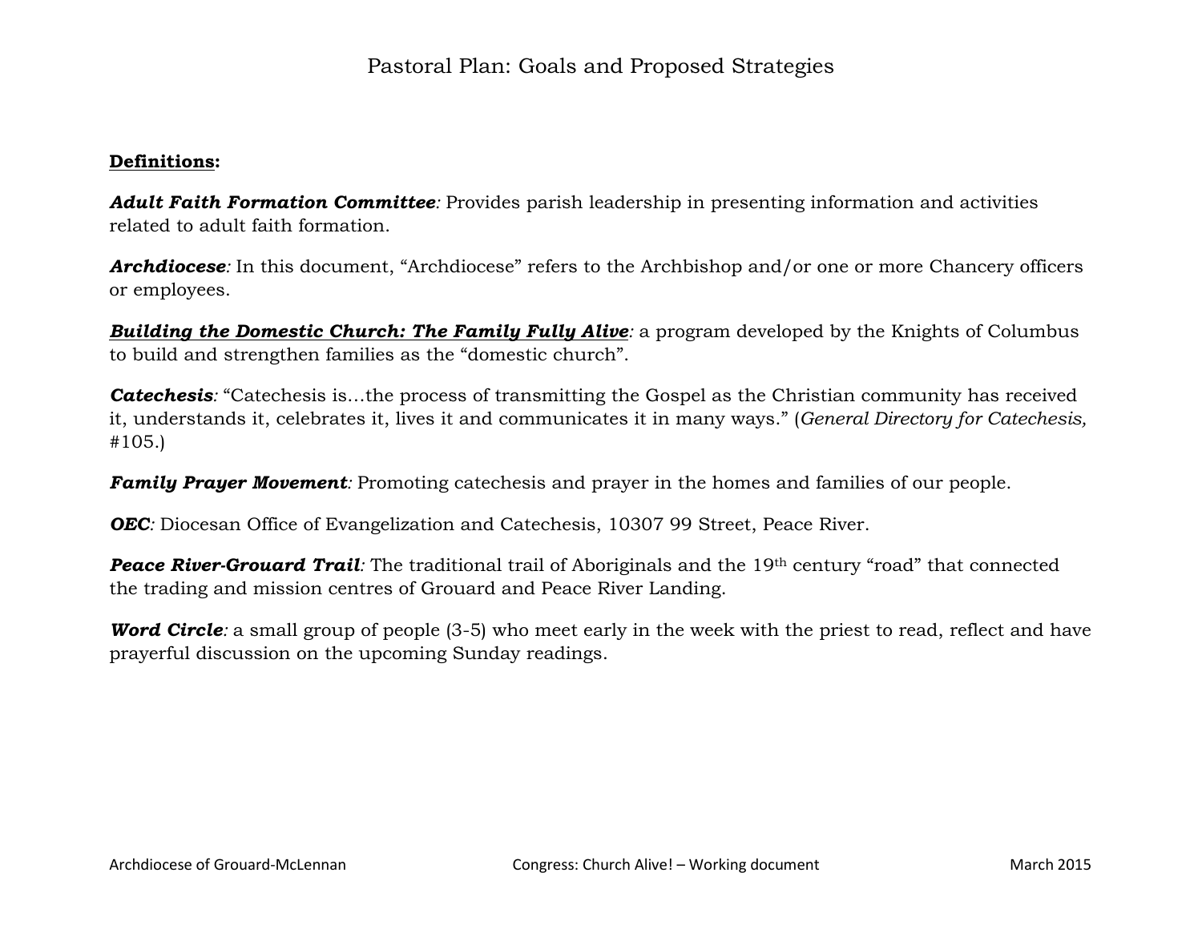Pastoral Plan: Goals and Proposed Strategies

**Definitions:**

***Adult Faith Formation Committee****:* Provides parish leadership in presenting information and activities related to adult faith formation.

***Archdiocese****:* In this document, "Archdiocese" refers to the Archbishop and/or one or more Chancery officers or employees.

***<u>Building the Domestic Church: The Family Fully Alive</u>****:* a program developed by the Knights of Columbus to build and strengthen families as the "domestic church".

***Catechesis****:* "Catechesis is…the process of transmitting the Gospel as the Christian community has received it, understands it, celebrates it, lives it and communicates it in many ways." (*General Directory for Catechesis,* #105.)

***Family Prayer Movement****:* Promoting catechesis and prayer in the homes and families of our people.

***OEC****:* Diocesan Office of Evangelization and Catechesis, 10307 99 Street, Peace River.

***Peace River-Grouard Trail****:* The traditional trail of Aboriginals and the 19th century "road" that connected the trading and mission centres of Grouard and Peace River Landing.

***Word Circle****:* a small group of people (3-5) who meet early in the week with the priest to read, reflect and have prayerful discussion on the upcoming Sunday readings.